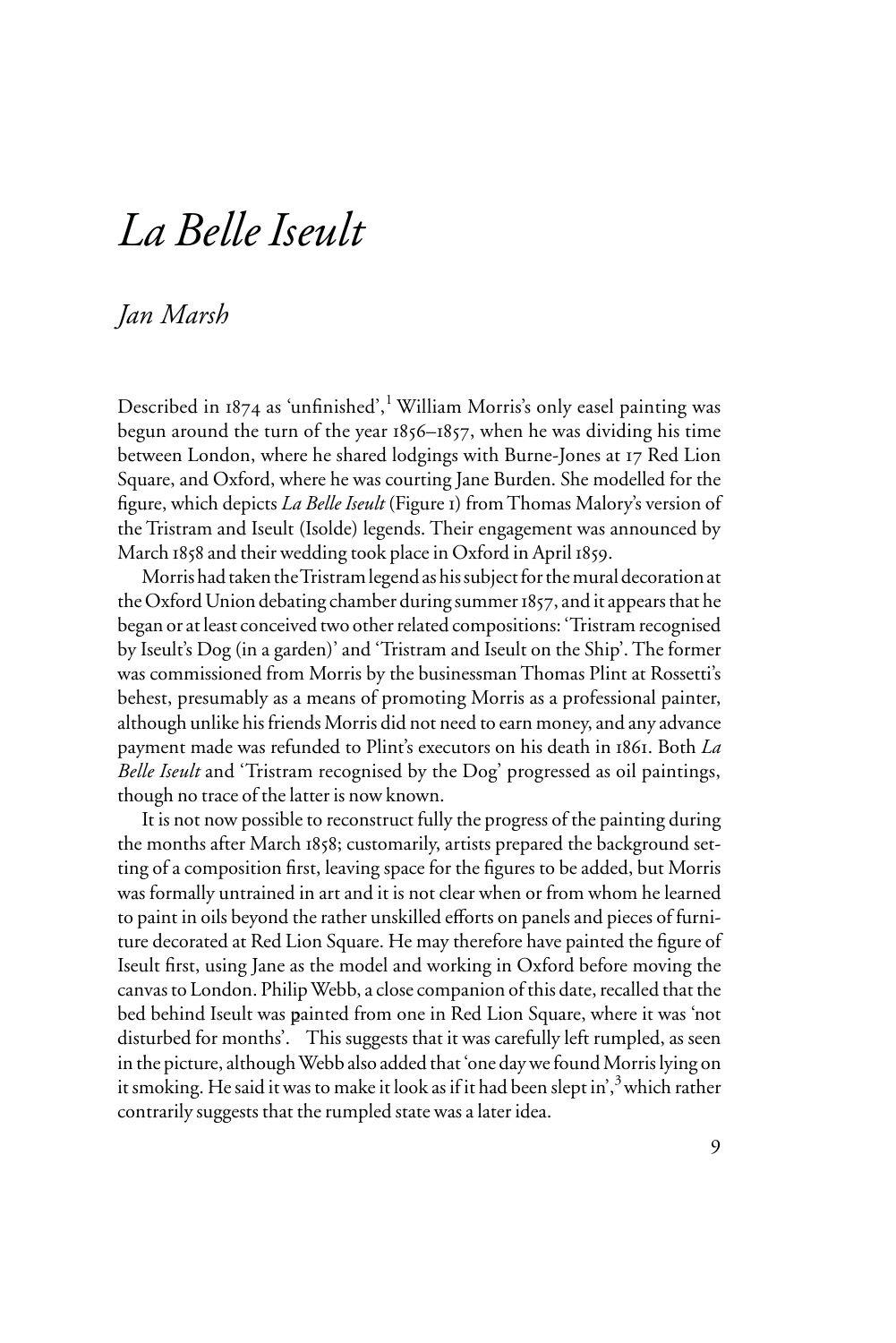# *La Belle Iseult*

## *Jan Marsh*

Described in 1874 as 'unfinished',[1] William Morris's only easel painting was begun around the turn of the year 1856–1857, when he was dividing his time between London, where he shared lodgings with Burne-Jones at 17 Red Lion Square, and Oxford, where he was courting Jane Burden. She modelled for the figure, which depicts *La Belle Iseult* (Figure 1) from Thomas Malory's version of the Tristram and Iseult (Isolde) legends. Their engagement was announced by March 1858 and their wedding took place in Oxford in April 1859.

Morris had taken the Tristram legend as his subject for the mural decoration at the Oxford Union debating chamber during summer 1857, and it appears that he began or at least conceived two other related compositions: 'Tristram recognised by Iseult's Dog (in a garden)' and 'Tristram and Iseult on the Ship'. The former was commissioned from Morris by the businessman Thomas Plint at Rossetti's behest, presumably as a means of promoting Morris as a professional painter, although unlike his friends Morris did not need to earn money, and any advance payment made was refunded to Plint's executors on his death in 1861. Both *La Belle Iseult* and 'Tristram recognised by the Dog' progressed as oil paintings, though no trace of the latter is now known.

It is not now possible to reconstruct fully the progress of the painting during the months after March 1858; customarily, artists prepared the background setting of a composition first, leaving space for the figures to be added, but Morris was formally untrained in art and it is not clear when or from whom he learned to paint in oils beyond the rather unskilled efforts on panels and pieces of furniture decorated at Red Lion Square. He may therefore have painted the figure of Iseult first, using Jane as the model and working in Oxford before moving the canvas to London. Philip Webb, a close companion of this date, recalled that the bed behind Iseult was painted from one in Red Lion Square, where it was 'not disturbed for months'. This suggests that it was carefully left rumpled, as seen in the picture, although Webb also added that 'one day we found Morris lying on it smoking. He said it was to make it look as if it had been slept in',[3] which rather contrarily suggests that the rumpled state was a later idea.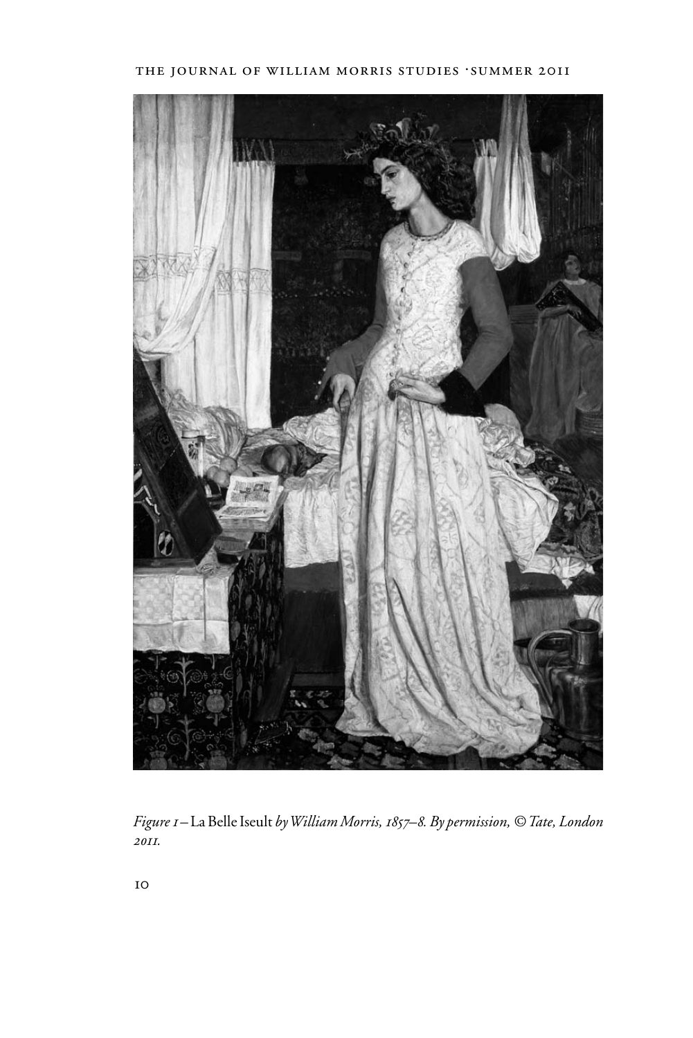*Figure 1* – La Belle Iseult *by William Morris, 1857–8. By permission, © Tate, London 2011.*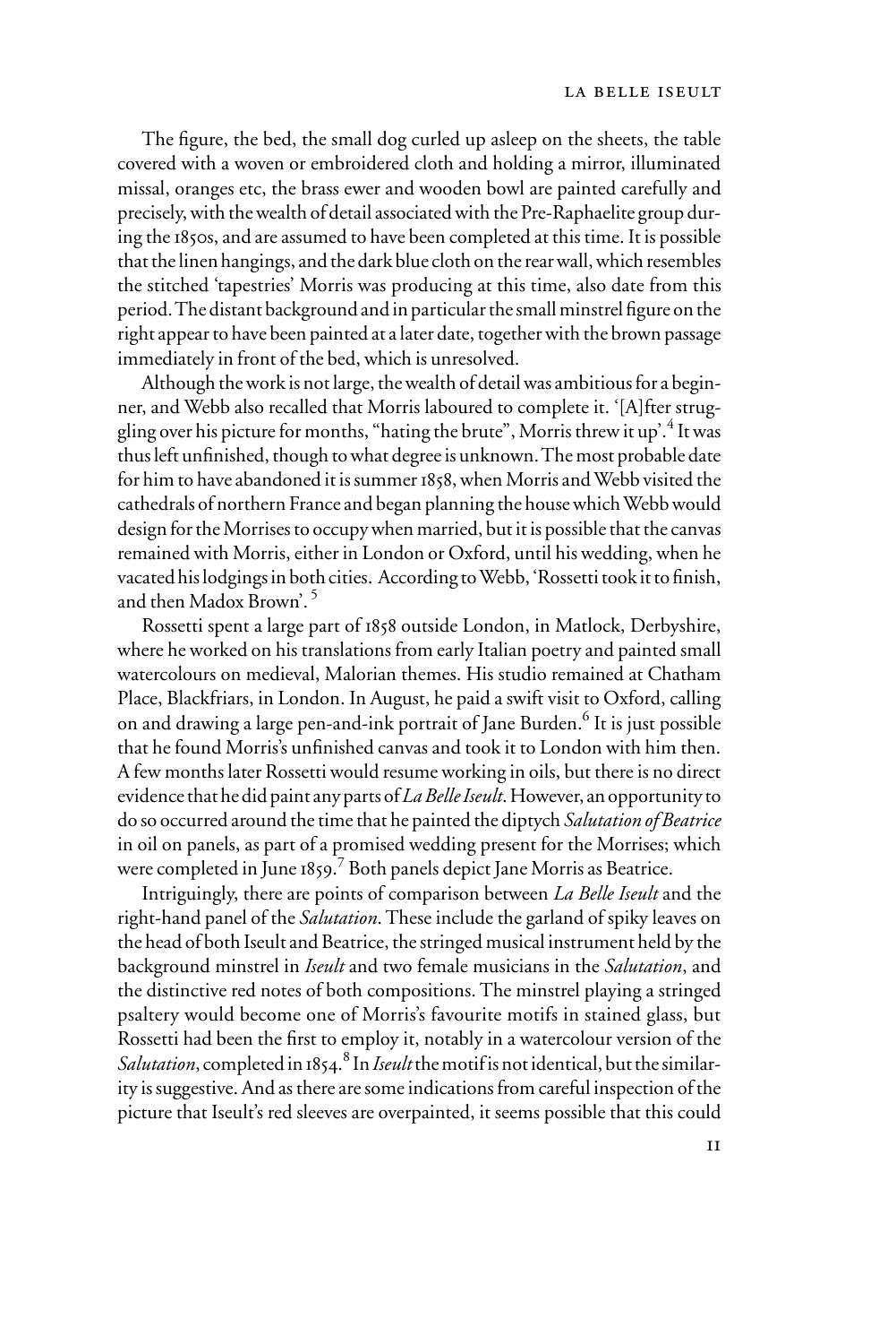The figure, the bed, the small dog curled up asleep on the sheets, the table covered with a woven or embroidered cloth and holding a mirror, illuminated missal, oranges etc, the brass ewer and wooden bowl are painted carefully and precisely, with the wealth of detail associated with the Pre-Raphaelite group during the 1850s, and are assumed to have been completed at this time. It is possible that the linen hangings, and the dark blue cloth on the rear wall, which resembles the stitched 'tapestries' Morris was producing at this time, also date from this period. The distant background and in particular the small minstrel figure on the right appear to have been painted at a later date, together with the brown passage immediately in front of the bed, which is unresolved.

Although the work is not large, the wealth of detail was ambitious for a beginner, and Webb also recalled that Morris laboured to complete it. '[A]fter struggling over his picture for months, "hating the brute", Morris threw it up'.[4] It was thus left unfinished, though to what degree is unknown. The most probable date for him to have abandoned it is summer 1858, when Morris and Webb visited the cathedrals of northern France and began planning the house which Webb would design for the Morrises to occupy when married, but it is possible that the canvas remained with Morris, either in London or Oxford, until his wedding, when he vacated his lodgings in both cities. According to Webb, 'Rossetti took it to finish, and then Madox Brown'.[5]

Rossetti spent a large part of 1858 outside London, in Matlock, Derbyshire, where he worked on his translations from early Italian poetry and painted small watercolours on medieval, Malorian themes. His studio remained at Chatham Place, Blackfriars, in London. In August, he paid a swift visit to Oxford, calling on and drawing a large pen-and-ink portrait of Jane Burden.[6] It is just possible that he found Morris's unfinished canvas and took it to London with him then. A few months later Rossetti would resume working in oils, but there is no direct evidence that he did paint any parts of *La Belle Iseult*. However, an opportunity to do so occurred around the time that he painted the diptych *Salutation of Beatrice* in oil on panels, as part of a promised wedding present for the Morrises; which were completed in June 1859.[7] Both panels depict Jane Morris as Beatrice.

Intriguingly, there are points of comparison between *La Belle Iseult* and the right-hand panel of the *Salutation*. These include the garland of spiky leaves on the head of both Iseult and Beatrice, the stringed musical instrument held by the background minstrel in *Iseult* and two female musicians in the *Salutation*, and the distinctive red notes of both compositions. The minstrel playing a stringed psaltery would become one of Morris's favourite motifs in stained glass, but Rossetti had been the first to employ it, notably in a watercolour version of the *Salutation*, completed in 1854.[8] In *Iseult* the motif is not identical, but the similarity is suggestive. And as there are some indications from careful inspection of the picture that Iseult's red sleeves are overpainted, it seems possible that this could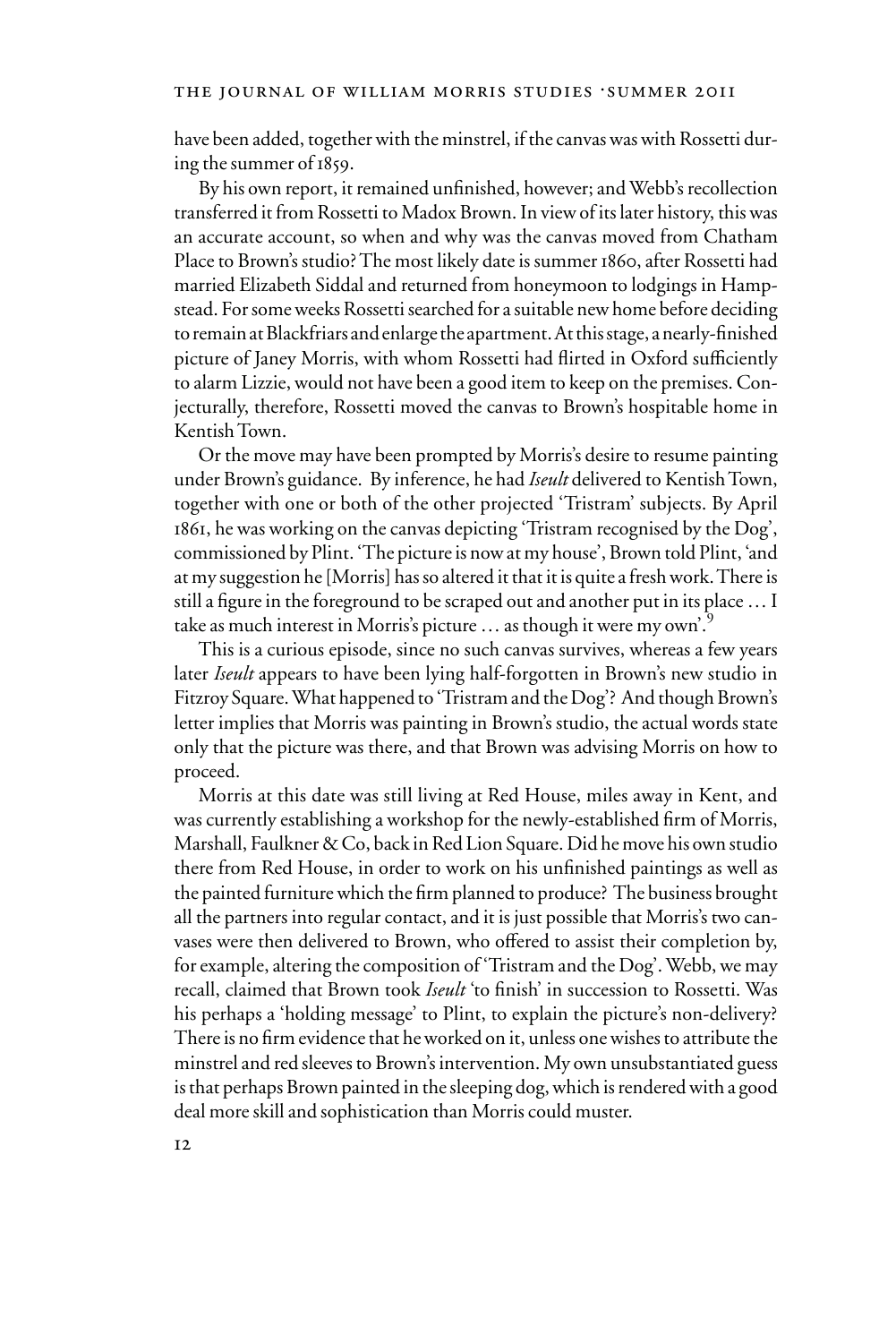have been added, together with the minstrel, if the canvas was with Rossetti during the summer of 1859.

By his own report, it remained unfinished, however; and Webb's recollection transferred it from Rossetti to Madox Brown. In view of its later history, this was an accurate account, so when and why was the canvas moved from Chatham Place to Brown's studio? The most likely date is summer 1860, after Rossetti had married Elizabeth Siddal and returned from honeymoon to lodgings in Hampstead. For some weeks Rossetti searched for a suitable new home before deciding to remain at Blackfriars and enlarge the apartment. At this stage, a nearly-finished picture of Janey Morris, with whom Rossetti had flirted in Oxford sufficiently to alarm Lizzie, would not have been a good item to keep on the premises. Conjecturally, therefore, Rossetti moved the canvas to Brown's hospitable home in Kentish Town.

Or the move may have been prompted by Morris's desire to resume painting under Brown's guidance. By inference, he had *Iseult* delivered to Kentish Town, together with one or both of the other projected 'Tristram' subjects. By April 1861, he was working on the canvas depicting 'Tristram recognised by the Dog', commissioned by Plint. 'The picture is now at my house', Brown told Plint, 'and at my suggestion he [Morris] has so altered it that it is quite a fresh work. There is still a figure in the foreground to be scraped out and another put in its place … I take as much interest in Morris's picture … as though it were my own'.[9]

This is a curious episode, since no such canvas survives, whereas a few years later *Iseult* appears to have been lying half-forgotten in Brown's new studio in Fitzroy Square. What happened to 'Tristram and the Dog'? And though Brown's letter implies that Morris was painting in Brown's studio, the actual words state only that the picture was there, and that Brown was advising Morris on how to proceed.

Morris at this date was still living at Red House, miles away in Kent, and was currently establishing a workshop for the newly-established firm of Morris, Marshall, Faulkner & Co, back in Red Lion Square. Did he move his own studio there from Red House, in order to work on his unfinished paintings as well as the painted furniture which the firm planned to produce? The business brought all the partners into regular contact, and it is just possible that Morris's two canvases were then delivered to Brown, who offered to assist their completion by, for example, altering the composition of 'Tristram and the Dog'. Webb, we may recall, claimed that Brown took *Iseult* 'to finish' in succession to Rossetti. Was his perhaps a 'holding message' to Plint, to explain the picture's non-delivery? There is no firm evidence that he worked on it, unless one wishes to attribute the minstrel and red sleeves to Brown's intervention. My own unsubstantiated guess is that perhaps Brown painted in the sleeping dog, which is rendered with a good deal more skill and sophistication than Morris could muster.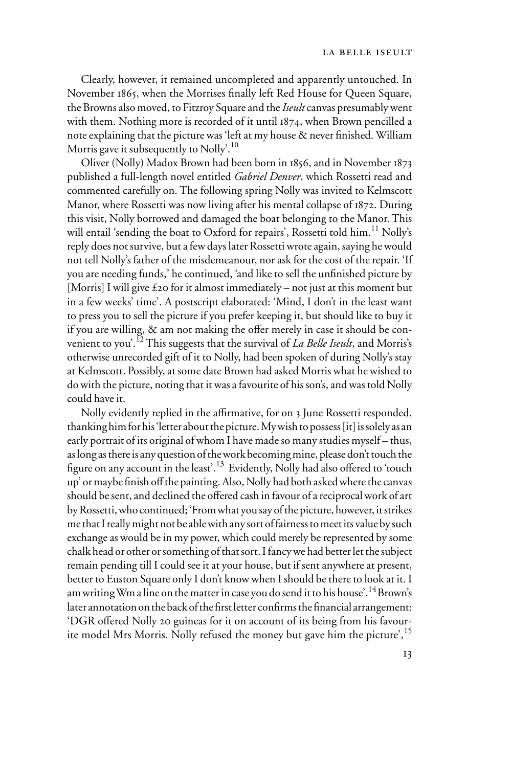Clearly, however, it remained uncompleted and apparently untouched. In November 1865, when the Morrises finally left Red House for Queen Square, the Browns also moved, to Fitzroy Square and the *Iseult* canvas presumably went with them. Nothing more is recorded of it until 1874, when Brown pencilled a note explaining that the picture was 'left at my house & never finished. William Morris gave it subsequently to Nolly'.[10]

Oliver (Nolly) Madox Brown had been born in 1856, and in November 1873 published a full-length novel entitled *Gabriel Denver*, which Rossetti read and commented carefully on. The following spring Nolly was invited to Kelmscott Manor, where Rossetti was now living after his mental collapse of 1872. During this visit, Nolly borrowed and damaged the boat belonging to the Manor. This will entail 'sending the boat to Oxford for repairs', Rossetti told him.[11] Nolly's reply does not survive, but a few days later Rossetti wrote again, saying he would not tell Nolly's father of the misdemeanour, nor ask for the cost of the repair. 'If you are needing funds,' he continued, 'and like to sell the unfinished picture by [Morris] I will give £20 for it almost immediately – not just at this moment but in a few weeks' time'. A postscript elaborated: 'Mind, I don't in the least want to press you to sell the picture if you prefer keeping it, but should like to buy it if you are willing, & am not making the offer merely in case it should be convenient to you'.[12] This suggests that the survival of *La Belle Iseult*, and Morris's otherwise unrecorded gift of it to Nolly, had been spoken of during Nolly's stay at Kelmscott. Possibly, at some date Brown had asked Morris what he wished to do with the picture, noting that it was a favourite of his son's, and was told Nolly could have it.

Nolly evidently replied in the affirmative, for on 3 June Rossetti responded, thanking him for his 'letter about the picture. My wish to possess [it] is solely as an early portrait of its original of whom I have made so many studies myself – thus, as long as there is any question of the work becoming mine, please don't touch the figure on any account in the least'.[13] Evidently, Nolly had also offered to 'touch up' or maybe finish off the painting. Also, Nolly had both asked where the canvas should be sent, and declined the offered cash in favour of a reciprocal work of art by Rossetti, who continued; 'From what you say of the picture, however, it strikes me that I really might not be able with any sort of fairness to meet its value by such exchange as would be in my power, which could merely be represented by some chalk head or other or something of that sort. I fancy we had better let the subject remain pending till I could see it at your house, but if sent anywhere at present, better to Euston Square only I don't know when I should be there to look at it. I am writing Wm a line on the matter <u>in case</u> you do send it to his house'.[14] Brown's later annotation on the back of the first letter confirms the financial arrangement: 'DGR offered Nolly 20 guineas for it on account of its being from his favourite model Mrs Morris. Nolly refused the money but gave him the picture',[15]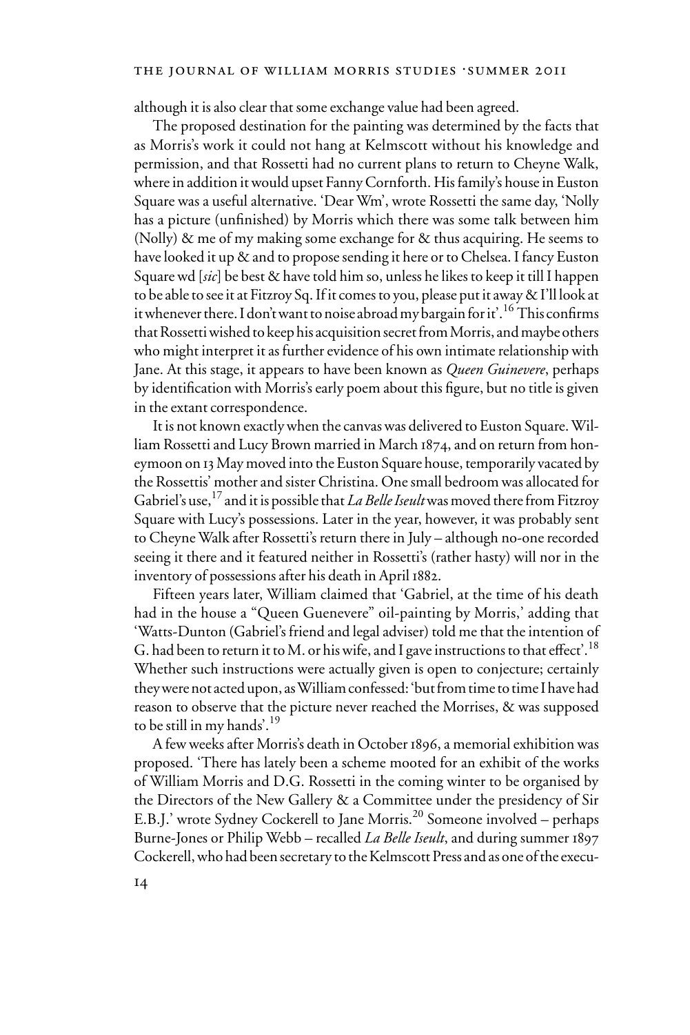although it is also clear that some exchange value had been agreed.

The proposed destination for the painting was determined by the facts that as Morris's work it could not hang at Kelmscott without his knowledge and permission, and that Rossetti had no current plans to return to Cheyne Walk, where in addition it would upset Fanny Cornforth. His family's house in Euston Square was a useful alternative. 'Dear Wm', wrote Rossetti the same day, 'Nolly has a picture (unfinished) by Morris which there was some talk between him (Nolly) & me of my making some exchange for & thus acquiring. He seems to have looked it up & and to propose sending it here or to Chelsea. I fancy Euston Square wd [*sic*] be best & have told him so, unless he likes to keep it till I happen to be able to see it at Fitzroy Sq. If it comes to you, please put it away & I'll look at it whenever there. I don't want to noise abroad my bargain for it'.[16] This confirms that Rossetti wished to keep his acquisition secret from Morris, and maybe others who might interpret it as further evidence of his own intimate relationship with Jane. At this stage, it appears to have been known as *Queen Guinevere*, perhaps by identification with Morris's early poem about this figure, but no title is given in the extant correspondence.

It is not known exactly when the canvas was delivered to Euston Square. William Rossetti and Lucy Brown married in March 1874, and on return from honeymoon on 13 May moved into the Euston Square house, temporarily vacated by the Rossettis' mother and sister Christina. One small bedroom was allocated for Gabriel's use,[17] and it is possible that *La Belle Iseult* was moved there from Fitzroy Square with Lucy's possessions. Later in the year, however, it was probably sent to Cheyne Walk after Rossetti's return there in July – although no-one recorded seeing it there and it featured neither in Rossetti's (rather hasty) will nor in the inventory of possessions after his death in April 1882.

Fifteen years later, William claimed that 'Gabriel, at the time of his death had in the house a "Queen Guenevere" oil-painting by Morris,' adding that 'Watts-Dunton (Gabriel's friend and legal adviser) told me that the intention of G. had been to return it to M. or his wife, and I gave instructions to that effect'.[18] Whether such instructions were actually given is open to conjecture; certainly they were not acted upon, as William confessed: 'but from time to time I have had reason to observe that the picture never reached the Morrises, & was supposed to be still in my hands'.[19]

A few weeks after Morris's death in October 1896, a memorial exhibition was proposed. 'There has lately been a scheme mooted for an exhibit of the works of William Morris and D.G. Rossetti in the coming winter to be organised by the Directors of the New Gallery & a Committee under the presidency of Sir E.B.J.' wrote Sydney Cockerell to Jane Morris.[20] Someone involved – perhaps Burne-Jones or Philip Webb – recalled *La Belle Iseult*, and during summer 1897 Cockerell, who had been secretary to the Kelmscott Press and as one of the execu-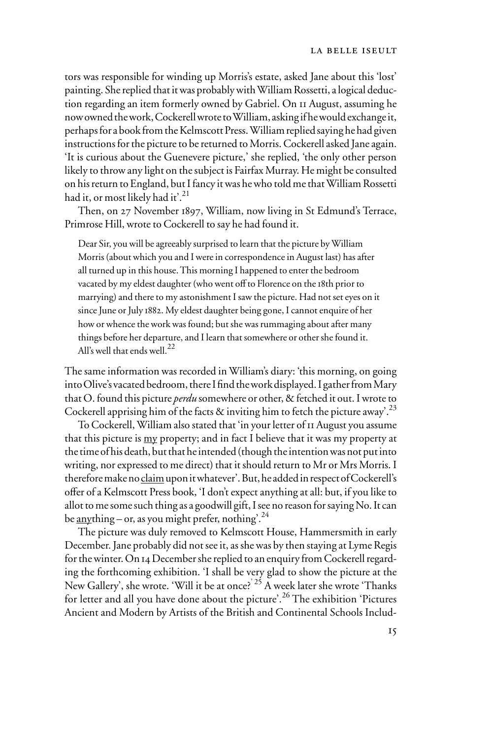tors was responsible for winding up Morris's estate, asked Jane about this 'lost' painting. She replied that it was probably with William Rossetti, a logical deduction regarding an item formerly owned by Gabriel. On 11 August, assuming he now owned the work, Cockerell wrote to William, asking if he would exchange it, perhaps for a book from the Kelmscott Press. William replied saying he had given instructions for the picture to be returned to Morris. Cockerell asked Jane again. 'It is curious about the Guenevere picture,' she replied, 'the only other person likely to throw any light on the subject is Fairfax Murray. He might be consulted on his return to England, but I fancy it was he who told me that William Rossetti had it, or most likely had it'.[21]

Then, on 27 November 1897, William, now living in St Edmund's Terrace, Primrose Hill, wrote to Cockerell to say he had found it.

> Dear Sir, you will be agreeably surprised to learn that the picture by William Morris (about which you and I were in correspondence in August last) has after all turned up in this house. This morning I happened to enter the bedroom vacated by my eldest daughter (who went off to Florence on the 18th prior to marrying) and there to my astonishment I saw the picture. Had not set eyes on it since June or July 1882. My eldest daughter being gone, I cannot enquire of her how or whence the work was found; but she was rummaging about after many things before her departure, and I learn that somewhere or other she found it. All's well that ends well.[22]

The same information was recorded in William's diary: 'this morning, on going into Olive's vacated bedroom, there I find the work displayed. I gather from Mary that O. found this picture *perdu* somewhere or other, & fetched it out. I wrote to Cockerell apprising him of the facts & inviting him to fetch the picture away'.[23]

To Cockerell, William also stated that 'in your letter of 11 August you assume that this picture is <u>my</u> property; and in fact I believe that it was my property at the time of his death, but that he intended (though the intention was not put into writing, nor expressed to me direct) that it should return to Mr or Mrs Morris. I therefore make no <u>claim</u> upon it whatever'. But, he added in respect of Cockerell's offer of a Kelmscott Press book, 'I don't expect anything at all: but, if you like to allot to me some such thing as a goodwill gift, I see no reason for saying No. It can be <u>any</u>thing – or, as you might prefer, nothing'.[24]

The picture was duly removed to Kelmscott House, Hammersmith in early December. Jane probably did not see it, as she was by then staying at Lyme Regis for the winter. On 14 December she replied to an enquiry from Cockerell regarding the forthcoming exhibition. 'I shall be very glad to show the picture at the New Gallery', she wrote. 'Will it be at once?'[25] A week later she wrote 'Thanks for letter and all you have done about the picture'.[26] The exhibition 'Pictures Ancient and Modern by Artists of the British and Continental Schools Includ-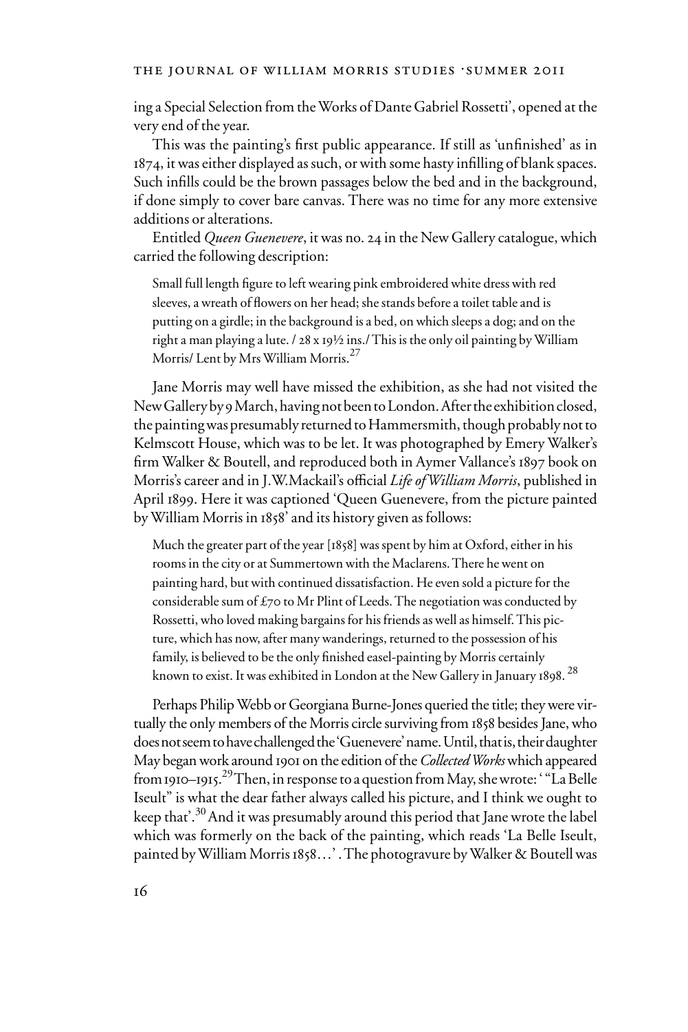ing a Special Selection from the Works of Dante Gabriel Rossetti', opened at the very end of the year.

This was the painting's first public appearance. If still as 'unfinished' as in 1874, it was either displayed as such, or with some hasty infilling of blank spaces. Such infills could be the brown passages below the bed and in the background, if done simply to cover bare canvas. There was no time for any more extensive additions or alterations.

Entitled *Queen Guenevere*, it was no. 24 in the New Gallery catalogue, which carried the following description:

> Small full length figure to left wearing pink embroidered white dress with red sleeves, a wreath of flowers on her head; she stands before a toilet table and is putting on a girdle; in the background is a bed, on which sleeps a dog; and on the right a man playing a lute. / 28 x 19½ ins./ This is the only oil painting by William Morris/ Lent by Mrs William Morris.[27]

Jane Morris may well have missed the exhibition, as she had not visited the New Gallery by 9 March, having not been to London. After the exhibition closed, the painting was presumably returned to Hammersmith, though probably not to Kelmscott House, which was to be let. It was photographed by Emery Walker's firm Walker & Boutell, and reproduced both in Aymer Vallance's 1897 book on Morris's career and in J.W.Mackail's official *Life of William Morris*, published in April 1899. Here it was captioned 'Queen Guenevere, from the picture painted by William Morris in 1858' and its history given as follows:

> Much the greater part of the year [1858] was spent by him at Oxford, either in his rooms in the city or at Summertown with the Maclarens. There he went on painting hard, but with continued dissatisfaction. He even sold a picture for the considerable sum of £70 to Mr Plint of Leeds. The negotiation was conducted by Rossetti, who loved making bargains for his friends as well as himself. This picture, which has now, after many wanderings, returned to the possession of his family, is believed to be the only finished easel-painting by Morris certainly known to exist. It was exhibited in London at the New Gallery in January 1898.[28]

Perhaps Philip Webb or Georgiana Burne-Jones queried the title; they were virtually the only members of the Morris circle surviving from 1858 besides Jane, who does not seem to have challenged the 'Guenevere' name. Until, that is, their daughter May began work around 1901 on the edition of the *Collected Works* which appeared from 1910–1915.[29] Then, in response to a question from May, she wrote: ' "La Belle Iseult" is what the dear father always called his picture, and I think we ought to keep that'.[30] And it was presumably around this period that Jane wrote the label which was formerly on the back of the painting, which reads 'La Belle Iseult, painted by William Morris 1858…' . The photogravure by Walker & Boutell was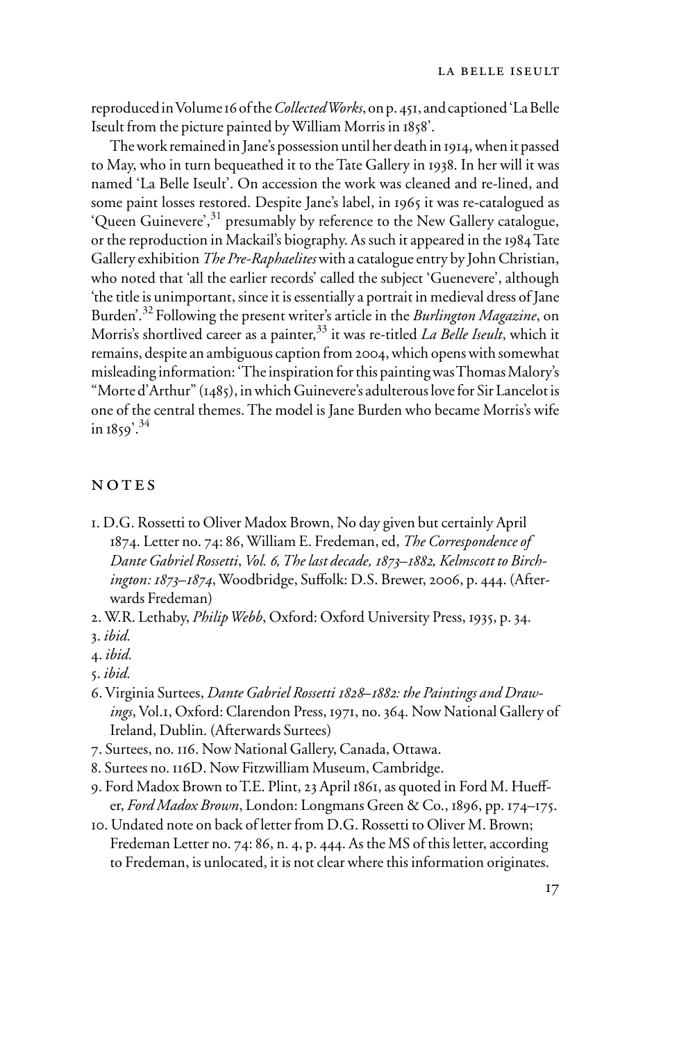reproduced in Volume 16 of the *Collected Works*, on p. 451, and captioned 'La Belle Iseult from the picture painted by William Morris in 1858'.

The work remained in Jane's possession until her death in 1914, when it passed to May, who in turn bequeathed it to the Tate Gallery in 1938. In her will it was named 'La Belle Iseult'. On accession the work was cleaned and re-lined, and some paint losses restored. Despite Jane's label, in 1965 it was re-catalogued as 'Queen Guinevere',[31] presumably by reference to the New Gallery catalogue, or the reproduction in Mackail's biography. As such it appeared in the 1984 Tate Gallery exhibition *The Pre-Raphaelites* with a catalogue entry by John Christian, who noted that 'all the earlier records' called the subject 'Guenevere', although 'the title is unimportant, since it is essentially a portrait in medieval dress of Jane Burden'.[32] Following the present writer's article in the *Burlington Magazine*, on Morris's shortlived career as a painter,[33] it was re-titled *La Belle Iseult*, which it remains, despite an ambiguous caption from 2004, which opens with somewhat misleading information: 'The inspiration for this painting was Thomas Malory's "Morte d'Arthur" (1485), in which Guinevere's adulterous love for Sir Lancelot is one of the central themes. The model is Jane Burden who became Morris's wife in 1859'.[34]

## NOTES

1. D.G. Rossetti to Oliver Madox Brown, No day given but certainly April 1874. Letter no. 74: 86, William E. Fredeman, ed, *The Correspondence of Dante Gabriel Rossetti*, *Vol. 6, The last decade, 1873–1882, Kelmscott to Birchington: 1873–1874*, Woodbridge, Suffolk: D.S. Brewer, 2006, p. 444. (Afterwards Fredeman)
2. W.R. Lethaby, *Philip Webb*, Oxford: Oxford University Press, 1935, p. 34.
3. *ibid.*
4. *ibid.*
5. *ibid.*
6. Virginia Surtees, *Dante Gabriel Rossetti 1828–1882: the Paintings and Drawings*, Vol.1, Oxford: Clarendon Press, 1971, no. 364. Now National Gallery of Ireland, Dublin. (Afterwards Surtees)
7. Surtees, no. 116. Now National Gallery, Canada, Ottawa.
8. Surtees no. 116D. Now Fitzwilliam Museum, Cambridge.
9. Ford Madox Brown to T.E. Plint, 23 April 1861, as quoted in Ford M. Hueffer, *Ford Madox Brown*, London: Longmans Green & Co., 1896, pp. 174–175.
10. Undated note on back of letter from D.G. Rossetti to Oliver M. Brown; Fredeman Letter no. 74: 86, n. 4, p. 444. As the MS of this letter, according to Fredeman, is unlocated, it is not clear where this information originates.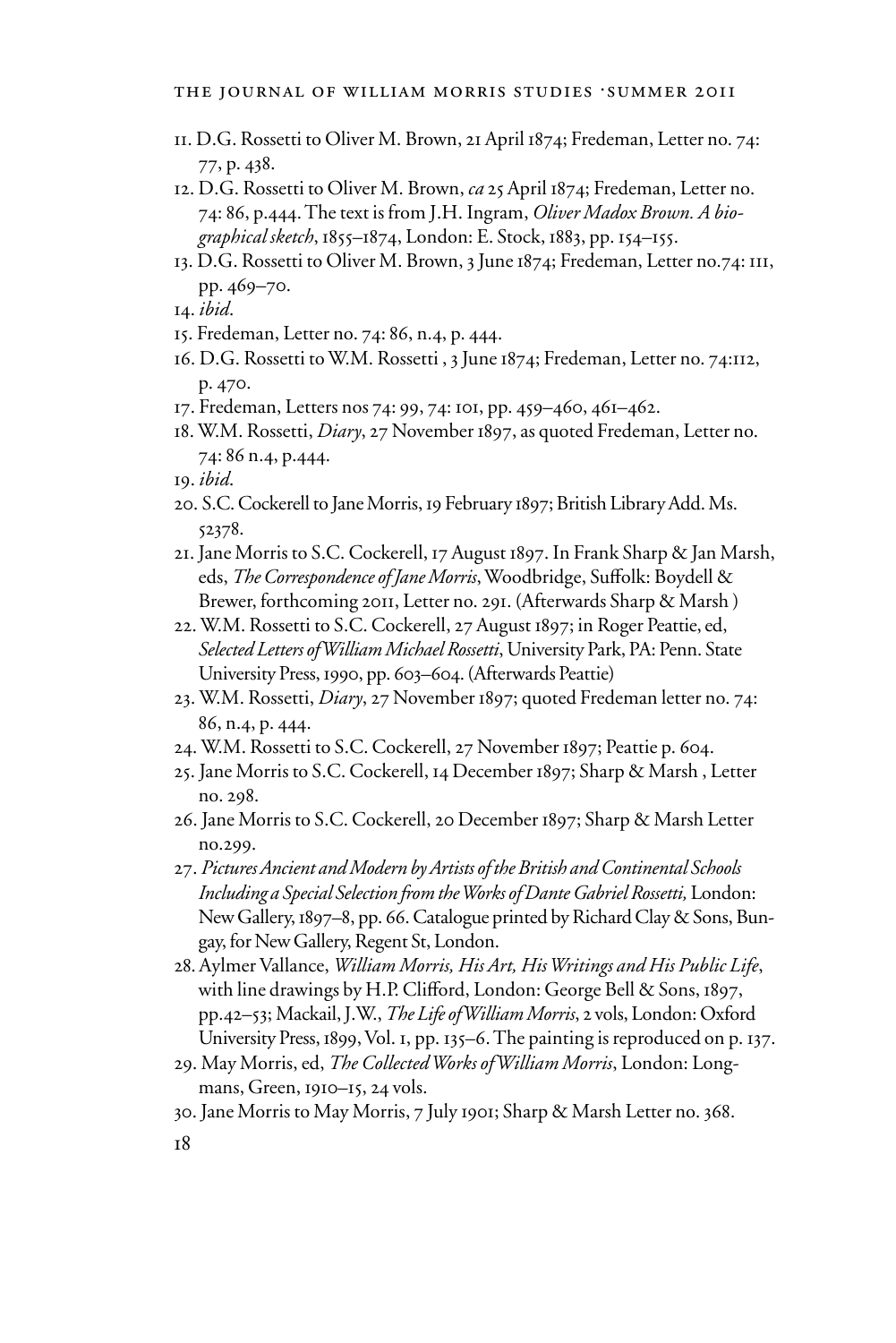11. D.G. Rossetti to Oliver M. Brown, 21 April 1874; Fredeman, Letter no. 74: 77, p. 438.
12. D.G. Rossetti to Oliver M. Brown, *ca* 25 April 1874; Fredeman, Letter no. 74: 86, p.444. The text is from J.H. Ingram, *Oliver Madox Brown. A biographical sketch*, 1855–1874, London: E. Stock, 1883, pp. 154–155.
13. D.G. Rossetti to Oliver M. Brown, 3 June 1874; Fredeman, Letter no.74: 111, pp. 469–70.
14. *ibid*.
15. Fredeman, Letter no. 74: 86, n.4, p. 444.
16. D.G. Rossetti to W.M. Rossetti , 3 June 1874; Fredeman, Letter no. 74:112, p. 470.
17. Fredeman, Letters nos 74: 99, 74: 101, pp. 459–460, 461–462.
18. W.M. Rossetti, *Diary*, 27 November 1897, as quoted Fredeman, Letter no. 74: 86 n.4, p.444.
19. *ibid*.
20. S.C. Cockerell to Jane Morris, 19 February 1897; British Library Add. Ms. 52378.
21. Jane Morris to S.C. Cockerell, 17 August 1897. In Frank Sharp & Jan Marsh, eds, *The Correspondence of Jane Morris*, Woodbridge, Suffolk: Boydell & Brewer, forthcoming 2011, Letter no. 291. (Afterwards Sharp & Marsh )
22. W.M. Rossetti to S.C. Cockerell, 27 August 1897; in Roger Peattie, ed, *Selected Letters of William Michael Rossetti*, University Park, PA: Penn. State University Press, 1990, pp. 603–604. (Afterwards Peattie)
23. W.M. Rossetti, *Diary*, 27 November 1897; quoted Fredeman letter no. 74: 86, n.4, p. 444.
24. W.M. Rossetti to S.C. Cockerell, 27 November 1897; Peattie p. 604.
25. Jane Morris to S.C. Cockerell, 14 December 1897; Sharp & Marsh , Letter no. 298.
26. Jane Morris to S.C. Cockerell, 20 December 1897; Sharp & Marsh Letter no.299.
27. *Pictures Ancient and Modern by Artists of the British and Continental Schools Including a Special Selection from the Works of Dante Gabriel Rossetti,* London: New Gallery, 1897–8, pp. 66. Catalogue printed by Richard Clay & Sons, Bungay, for New Gallery, Regent St, London.
28. Aylmer Vallance, *William Morris, His Art, His Writings and His Public Life*, with line drawings by H.P. Clifford, London: George Bell & Sons, 1897, pp.42–53; Mackail, J.W., *The Life of William Morris*, 2 vols, London: Oxford University Press, 1899, Vol. 1, pp. 135–6. The painting is reproduced on p. 137.
29. May Morris, ed, *The Collected Works of William Morris*, London: Longmans, Green, 1910–15, 24 vols.
30. Jane Morris to May Morris, 7 July 1901; Sharp & Marsh Letter no. 368.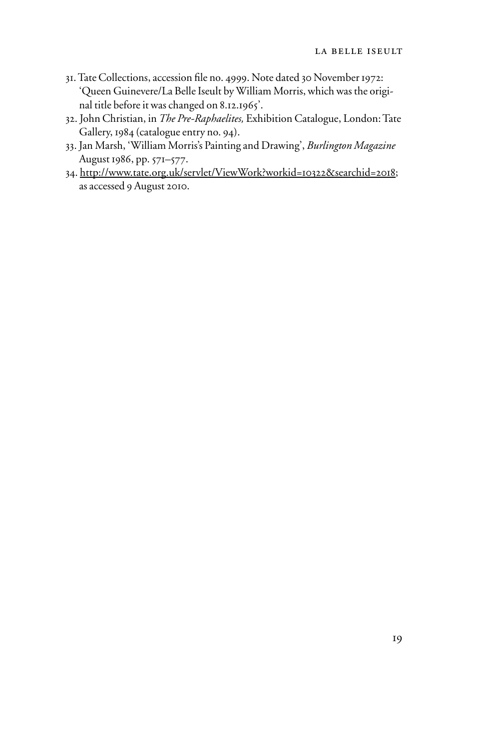31. Tate Collections, accession file no. 4999. Note dated 30 November 1972: 'Queen Guinevere/La Belle Iseult by William Morris, which was the original title before it was changed on 8.12.1965'.
32. John Christian, in *The Pre-Raphaelites,* Exhibition Catalogue, London: Tate Gallery, 1984 (catalogue entry no. 94).
33. Jan Marsh, 'William Morris's Painting and Drawing', *Burlington Magazine* August 1986, pp. 571–577.
34. http://www.tate.org.uk/servlet/ViewWork?workid=10322&searchid=2018; as accessed 9 August 2010.